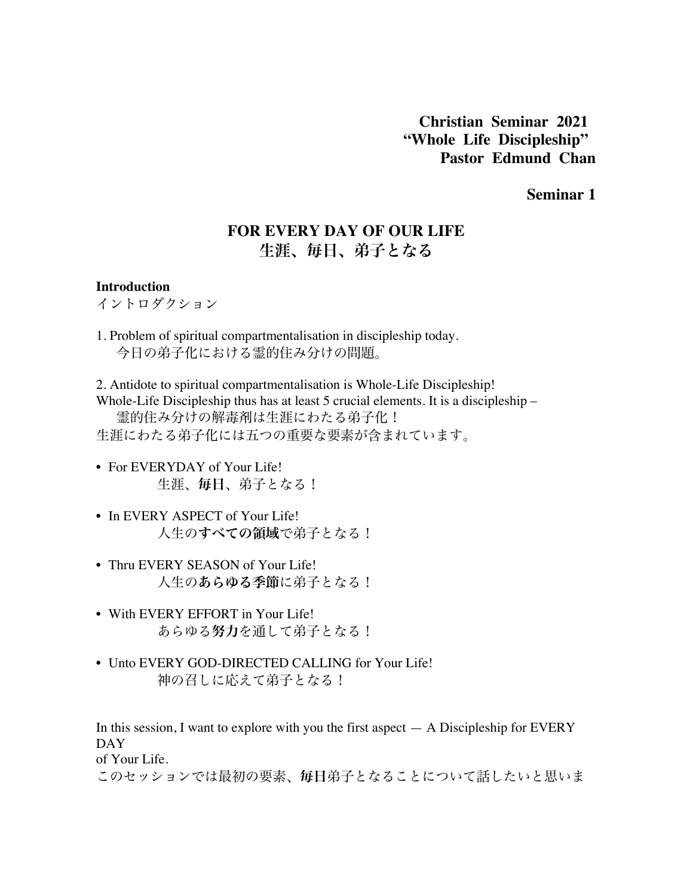**Christian Seminar 2021**
**"Whole Life Discipleship"**
**Pastor Edmund Chan**

**Seminar 1**

# FOR EVERY DAY OF OUR LIFE
# 生涯、毎日、弟子となる

**Introduction**
イントロダクション

1. Problem of spiritual compartmentalisation in discipleship today.
   今日の弟子化における霊的住み分けの問題。

2. Antidote to spiritual compartmentalisation is Whole-Life Discipleship!
Whole-Life Discipleship thus has at least 5 crucial elements. It is a discipleship –
   霊的住み分けの解毒剤は生涯にわたる弟子化！
生涯にわたる弟子化には五つの重要な要素が含まれています。

- For EVERYDAY of Your Life!
  生涯、**毎日**、弟子となる！

- In EVERY ASPECT of Your Life!
  人生の**すべての領域**で弟子となる！

- Thru EVERY SEASON of Your Life!
  人生の**あらゆる季節**に弟子となる！

- With EVERY EFFORT in Your Life!
  あらゆる**努力**を通して弟子となる！

- Unto EVERY GOD-DIRECTED CALLING for Your Life!
  神の召しに応えて弟子となる！

In this session, I want to explore with you the first aspect — A Discipleship for EVERY DAY
of Your Life.
このセッションでは最初の要素、**毎日**弟子となることについて話したいと思いま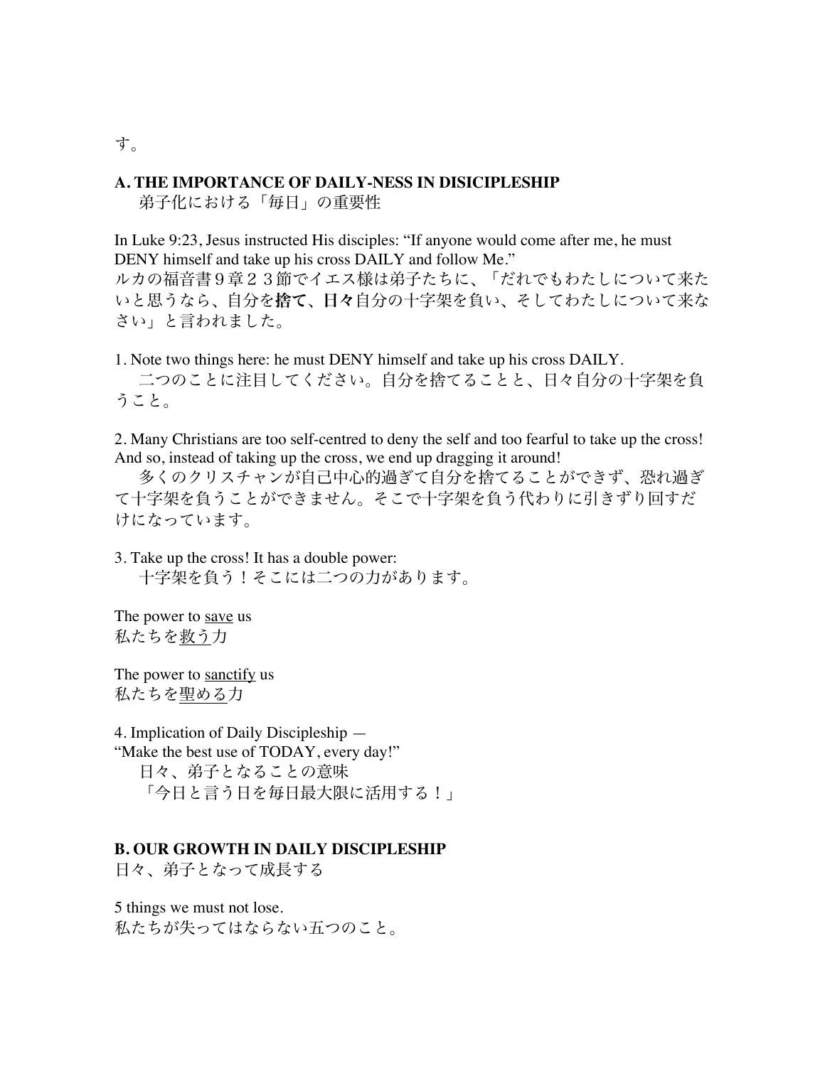す。

### A. THE IMPORTANCE OF DAILY-NESS IN DISICIPLESHIP
弟子化における「毎日」の重要性

In Luke 9:23, Jesus instructed His disciples: "If anyone would come after me, he must DENY himself and take up his cross DAILY and follow Me."
ルカの福音書９章２３節でイエス様は弟子たちに、「だれでもわたしについて来たいと思うなら、自分を**捨て**、**日々**自分の十字架を負い、そしてわたしについて来なさい」と言われました。

1. Note two things here: he must DENY himself and take up his cross DAILY.
二つのことに注目してください。自分を捨てることと、日々自分の十字架を負うこと。

2. Many Christians are too self-centred to deny the self and too fearful to take up the cross! And so, instead of taking up the cross, we end up dragging it around!
多くのクリスチャンが自己中心的過ぎて自分を捨てることができず、恐れ過ぎて十字架を負うことができません。そこで十字架を負う代わりに引きずり回すだけになっています。

3. Take up the cross! It has a double power:
十字架を負う！そこには二つの力があります。

The power to <u>save</u> us
私たちを<u>救う</u>力

The power to <u>sanctify</u> us
私たちを<u>聖める</u>力

4. Implication of Daily Discipleship —
"Make the best use of TODAY, every day!"
日々、弟子となることの意味
「今日と言う日を毎日最大限に活用する！」

### B. OUR GROWTH IN DAILY DISCIPLESHIP
日々、弟子となって成長する

5 things we must not lose.
私たちが失ってはならない五つのこと。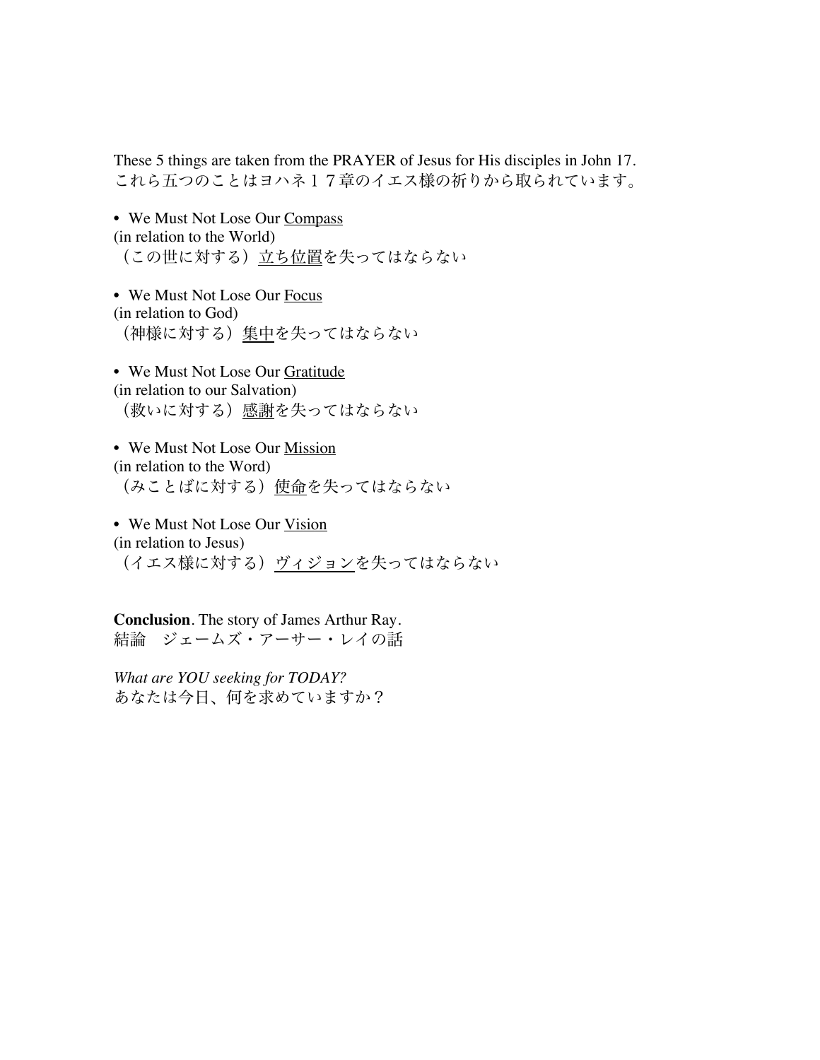These 5 things are taken from the PRAYER of Jesus for His disciples in John 17.
これら五つのことはヨハネ１７章のイエス様の祈りから取られています。

- We Must Not Lose Our <u>Compass</u>
(in relation to the World)
（この世に対する）<u>立ち位置</u>を失ってはならない

- We Must Not Lose Our <u>Focus</u>
(in relation to God)
（神様に対する）<u>集中</u>を失ってはならない

- We Must Not Lose Our <u>Gratitude</u>
(in relation to our Salvation)
（救いに対する）<u>感謝</u>を失ってはならない

- We Must Not Lose Our <u>Mission</u>
(in relation to the Word)
（みことばに対する）<u>使命</u>を失ってはならない

- We Must Not Lose Our <u>Vision</u>
(in relation to Jesus)
（イエス様に対する）<u>ヴィジョン</u>を失ってはならない

**Conclusion**. The story of James Arthur Ray.
結論　ジェームズ・アーサー・レイの話

*What are YOU seeking for TODAY?*
あなたは今日、何を求めていますか？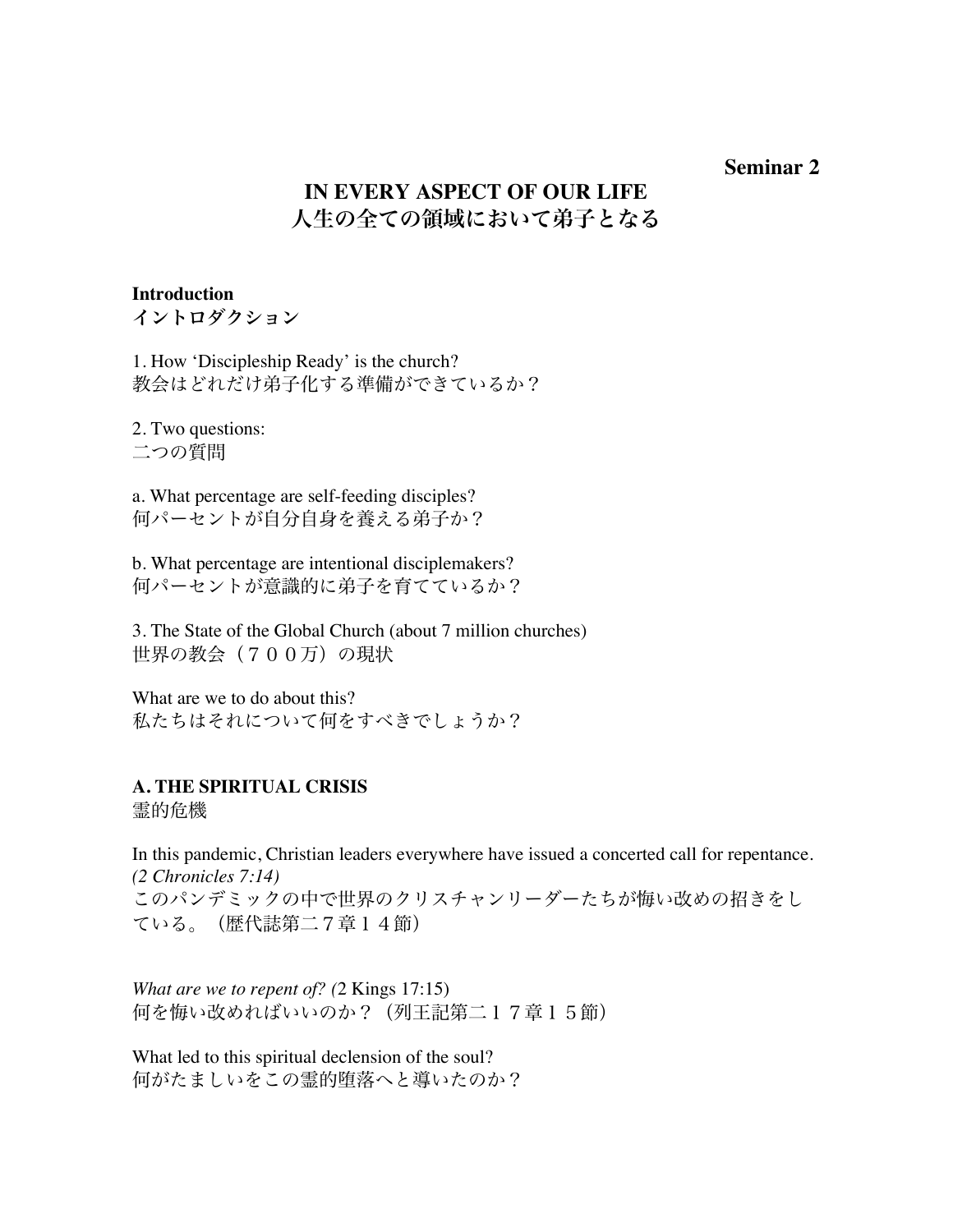**Seminar 2**

# IN EVERY ASPECT OF OUR LIFE
# 人生の全ての領域において弟子となる

**Introduction**
**イントロダクション**

1. How ‘Discipleship Ready’ is the church?
教会はどれだけ弟子化する準備ができているか？

2. Two questions:
二つの質問

a. What percentage are self-feeding disciples?
何パーセントが自分自身を養える弟子か？

b. What percentage are intentional disciplemakers?
何パーセントが意識的に弟子を育てているか？

3. The State of the Global Church (about 7 million churches)
世界の教会（７００万）の現状

What are we to do about this?
私たちはそれについて何をすべきでしょうか？

## A. THE SPIRITUAL CRISIS
霊的危機

In this pandemic, Christian leaders everywhere have issued a concerted call for repentance. *(2 Chronicles 7:14)*
このパンデミックの中で世界のクリスチャンリーダーたちが悔い改めの招きをしている。（歴代誌第二７章１４節）

*What are we to repent of? (*2 Kings 17:15)
何を悔い改めればいいのか？（列王記第二１７章１５節）

What led to this spiritual declension of the soul?
何がたましいをこの霊的堕落へと導いたのか？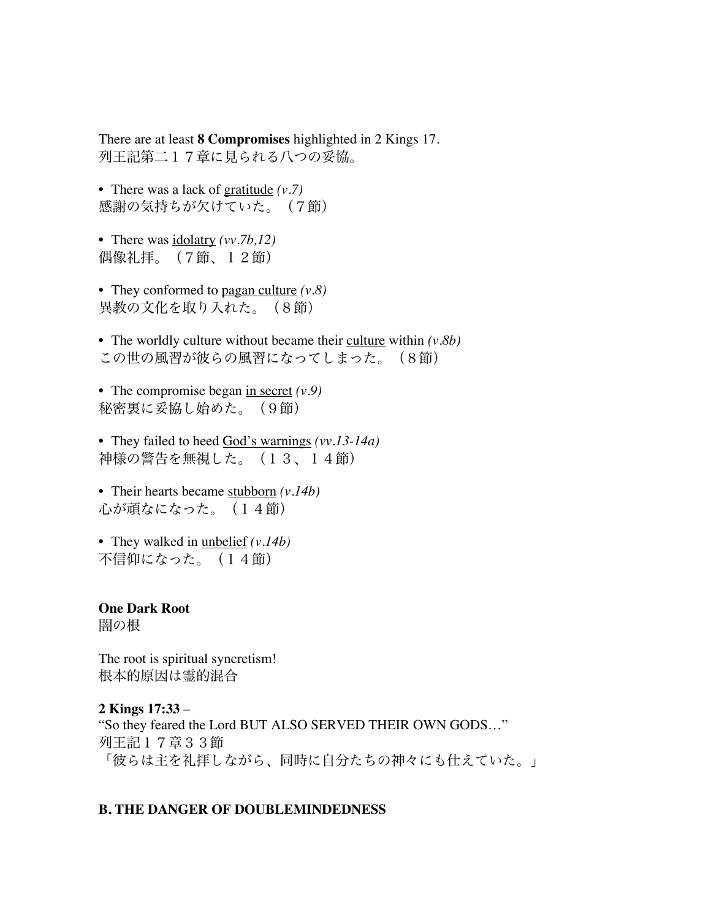There are at least **8 Compromises** highlighted in 2 Kings 17.
列王記第二１７章に見られる八つの妥協。

- There was a lack of gratitude *(v.7)*
感謝の気持ちが欠けていた。（７節）

- There was idolatry *(vv.7b,12)*
偶像礼拝。（７節、１２節）

- They conformed to pagan culture *(v.8)*
異教の文化を取り入れた。（８節）

- The worldly culture without became their culture within *(v.8b)*
この世の風習が彼らの風習になってしまった。（８節）

- The compromise began in secret *(v.9)*
秘密裏に妥協し始めた。（９節）

- They failed to heed God's warnings *(vv.13-14a)*
神様の警告を無視した。（１３、１４節）

- Their hearts became stubborn *(v.14b)*
心が頑なになった。（１４節）

- They walked in unbelief *(v.14b)*
不信仰になった。（１４節）

**One Dark Root**
闇の根

The root is spiritual syncretism!
根本的原因は霊的混合

**2 Kings 17:33** –
"So they feared the Lord BUT ALSO SERVED THEIR OWN GODS…"
列王記１７章３３節
「彼らは主を礼拝しながら、同時に自分たちの神々にも仕えていた。」

**B. THE DANGER OF DOUBLEMINDEDNESS**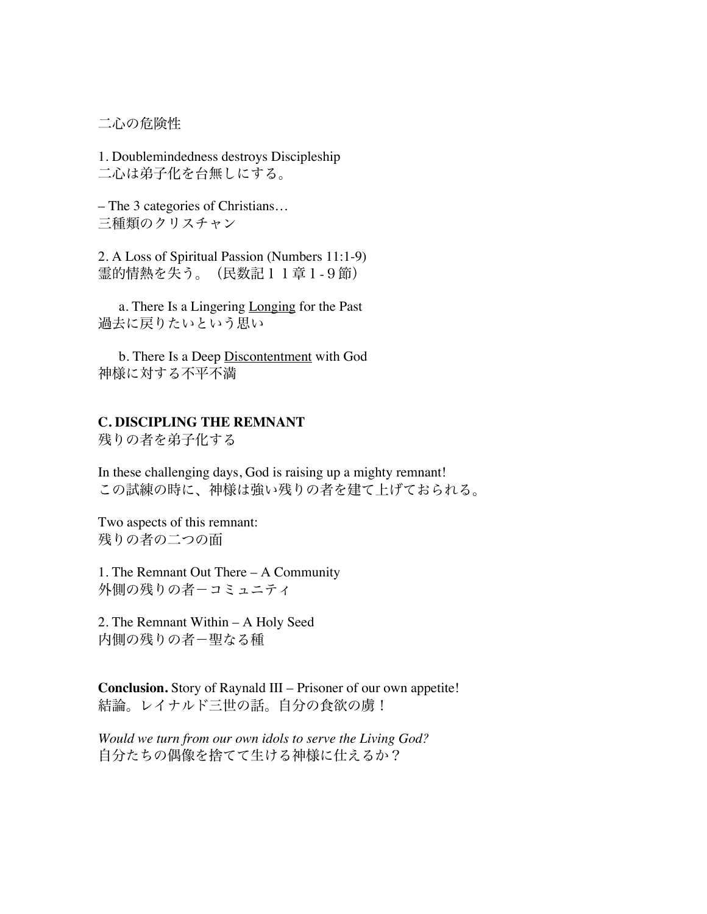二心の危険性

1. Doublemindedness destroys Discipleship
二心は弟子化を台無しにする。

– The 3 categories of Christians…
三種類のクリスチャン

2. A Loss of Spiritual Passion (Numbers 11:1-9)
霊的情熱を失う。（民数記１１章1 - 9節）

a. There Is a Lingering <u>Longing</u> for the Past
過去に戻りたいという思い

b. There Is a Deep <u>Discontentment</u> with God
神様に対する不平不満

**C. DISCIPLING THE REMNANT**
残りの者を弟子化する

In these challenging days, God is raising up a mighty remnant!
この試練の時に、神様は強い残りの者を建て上げておられる。

Two aspects of this remnant:
残りの者の二つの面

1. The Remnant Out There – A Community
外側の残りの者－コミュニティ

2. The Remnant Within – A Holy Seed
内側の残りの者－聖なる種

**Conclusion.** Story of Raynald III – Prisoner of our own appetite!
結論。レイナルド三世の話。自分の食欲の虜！

*Would we turn from our own idols to serve the Living God?*
自分たちの偶像を捨てて生ける神様に仕えるか？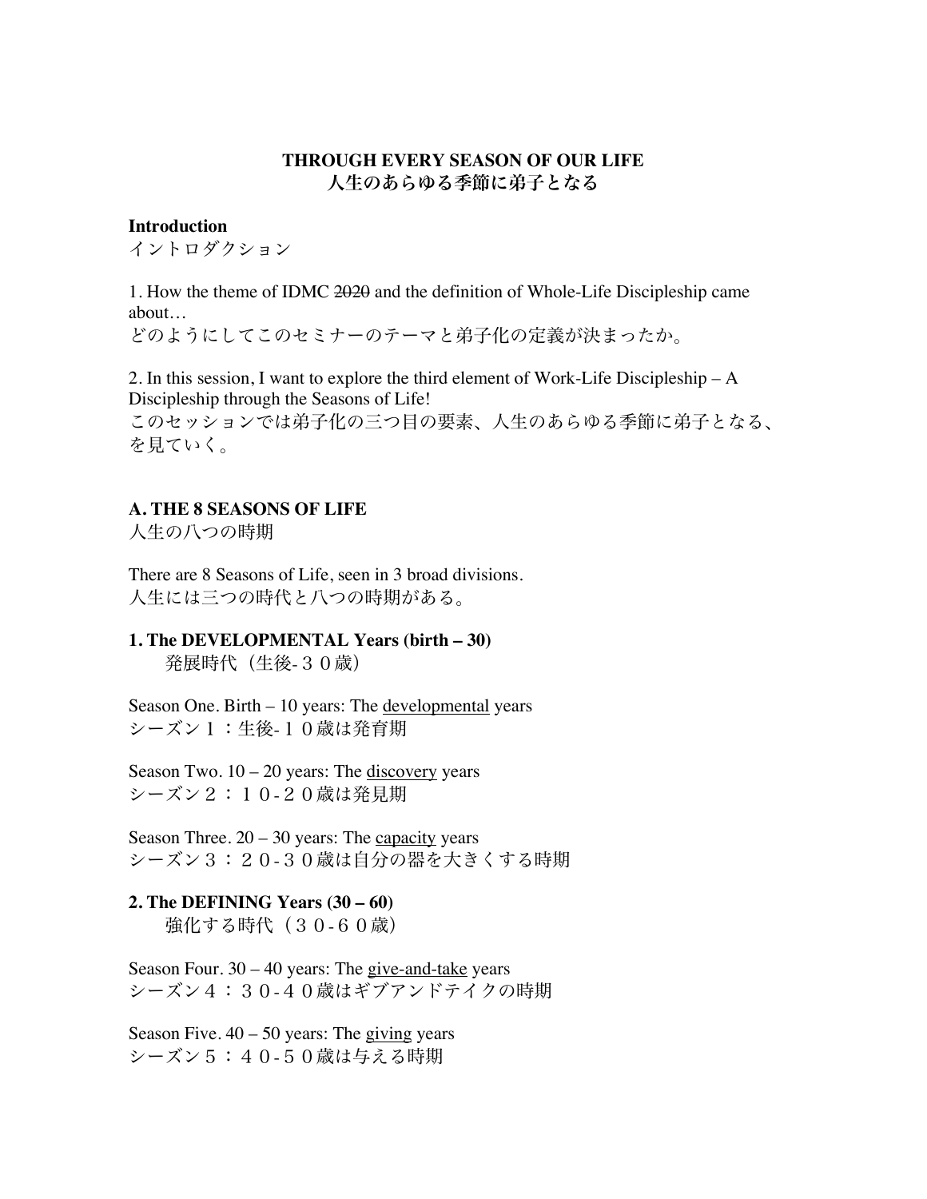**THROUGH EVERY SEASON OF OUR LIFE**
**人生のあらゆる季節に弟子となる**

**Introduction**
イントロダクション

1. How the theme of IDMC ~~2020~~ and the definition of Whole-Life Discipleship came about…
どのようにしてこのセミナーのテーマと弟子化の定義が決まったか。

2. In this session, I want to explore the third element of Work-Life Discipleship – A Discipleship through the Seasons of Life!
このセッションでは弟子化の三つ目の要素、人生のあらゆる季節に弟子となる、を見ていく。

**A. THE 8 SEASONS OF LIFE**
人生の八つの時期

There are 8 Seasons of Life, seen in 3 broad divisions.
人生には三つの時代と八つの時期がある。

**1. The DEVELOPMENTAL Years (birth – 30)**
発展時代（生後-３０歳）

Season One. Birth – 10 years: The <u>developmental</u> years
シーズン１：生後-１０歳は発育期

Season Two. 10 – 20 years: The <u>discovery</u> years
シーズン２：１０-２０歳は発見期

Season Three. 20 – 30 years: The <u>capacity</u> years
シーズン３：２０-３０歳は自分の器を大きくする時期

**2. The DEFINING Years (30 – 60)**
強化する時代（３０-６０歳）

Season Four. 30 – 40 years: The <u>give-and-take</u> years
シーズン４：３０-４０歳はギブアンドテイクの時期

Season Five. 40 – 50 years: The <u>giving</u> years
シーズン５：４０-５０歳は与える時期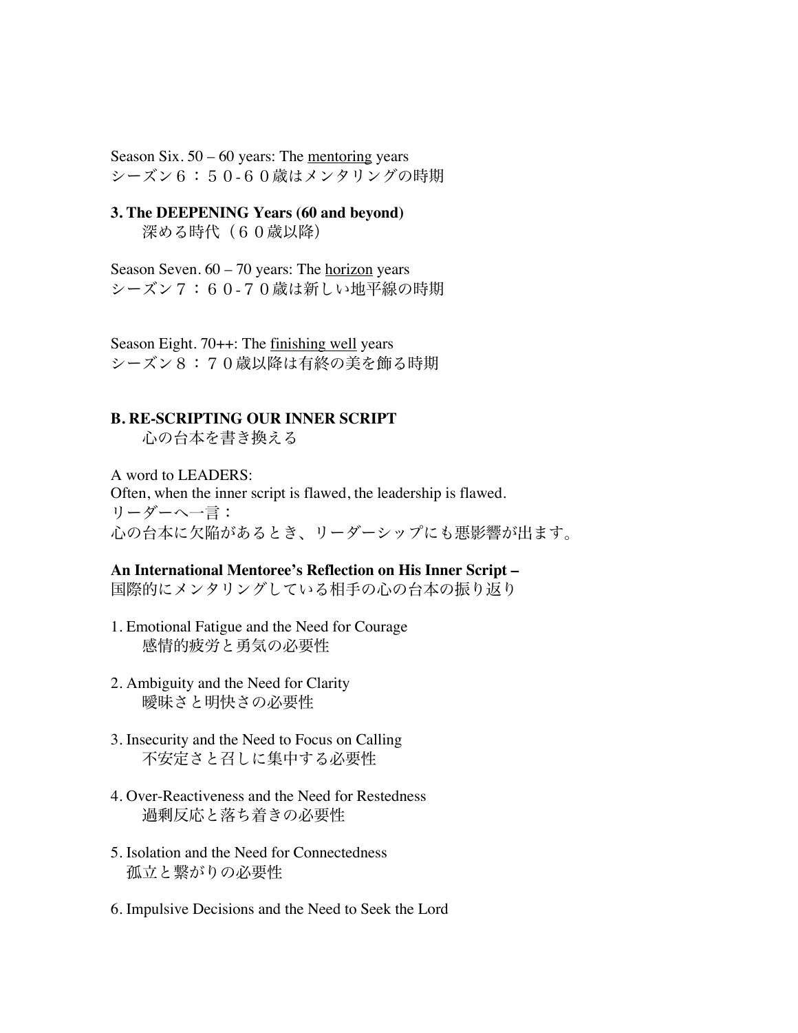Season Six. 50 – 60 years: The <u>mentoring</u> years
シーズン６：５０-６０歳はメンタリングの時期

**3. The DEEPENING Years (60 and beyond)**
深める時代（６０歳以降）

Season Seven. 60 – 70 years: The <u>horizon</u> years
シーズン７：６０-７０歳は新しい地平線の時期

Season Eight. 70++: The <u>finishing well</u> years
シーズン８：７０歳以降は有終の美を飾る時期

**B. RE-SCRIPTING OUR INNER SCRIPT**
心の台本を書き換える

A word to LEADERS:
Often, when the inner script is flawed, the leadership is flawed.
リーダーへ一言：
心の台本に欠陥があるとき、リーダーシップにも悪影響が出ます。

**An International Mentoree's Reflection on His Inner Script –**
国際的にメンタリングしている相手の心の台本の振り返り

1. Emotional Fatigue and the Need for Courage
感情的疲労と勇気の必要性

2. Ambiguity and the Need for Clarity
曖昧さと明快さの必要性

3. Insecurity and the Need to Focus on Calling
不安定さと召しに集中する必要性

4. Over-Reactiveness and the Need for Restedness
過剰反応と落ち着きの必要性

5. Isolation and the Need for Connectedness
孤立と繋がりの必要性

6. Impulsive Decisions and the Need to Seek the Lord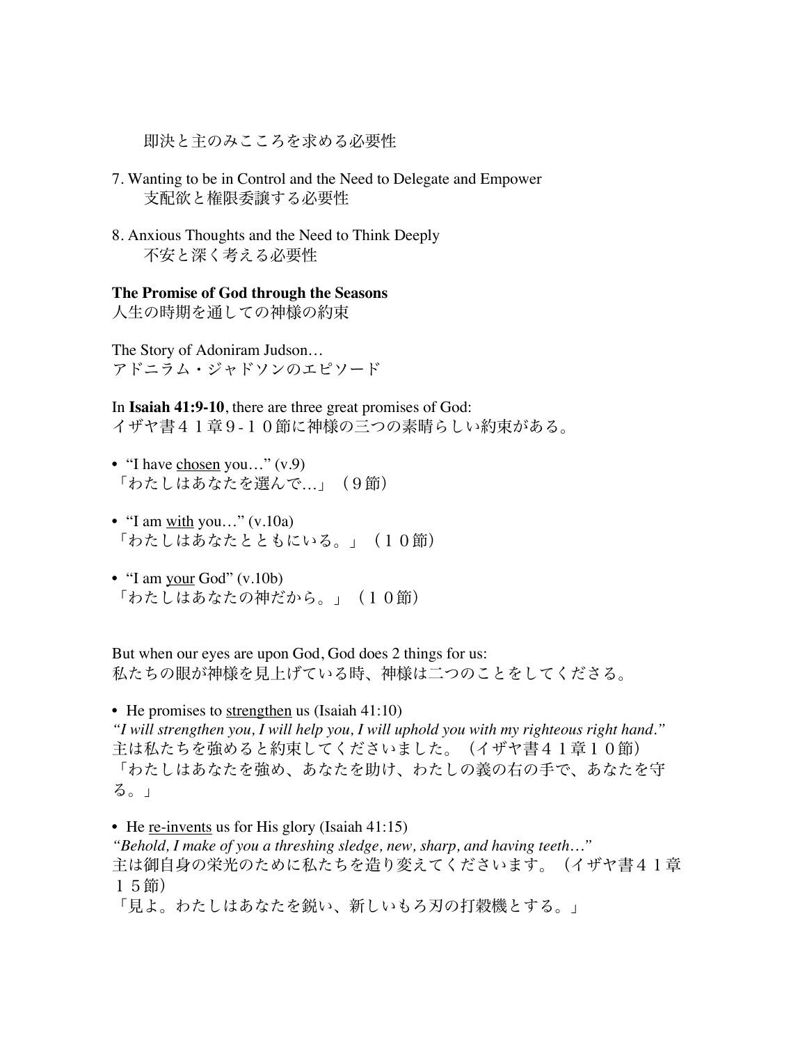即決と主のみこころを求める必要性

7. Wanting to be in Control and the Need to Delegate and Empower
支配欲と権限委譲する必要性

8. Anxious Thoughts and the Need to Think Deeply
不安と深く考える必要性

**The Promise of God through the Seasons**
人生の時期を通しての神様の約束

The Story of Adoniram Judson…
アドニラム・ジャドソンのエピソード

In **Isaiah 41:9-10**, there are three great promises of God:
イザヤ書４１章９-１０節に神様の三つの素晴らしい約束がある。

- "I have <u>chosen</u> you…" (v.9)
「わたしはあなたを選んで…」（９節）

- "I am <u>with</u> you…" (v.10a)
「わたしはあなたとともにいる。」（１０節）

- "I am <u>your</u> God" (v.10b)
「わたしはあなたの神だから。」（１０節）

But when our eyes are upon God, God does 2 things for us:
私たちの眼が神様を見上げている時、神様は二つのことをしてくださる。

- He promises to <u>strengthen</u> us (Isaiah 41:10)
*"I will strengthen you, I will help you, I will uphold you with my righteous right hand."*
主は私たちを強めると約束してくださいました。（イザヤ書４１章１０節）
「わたしはあなたを強め、あなたを助け、わたしの義の右の手で、あなたを守る。」

- He <u>re-invents</u> us for His glory (Isaiah 41:15)
*"Behold, I make of you a threshing sledge, new, sharp, and having teeth…"*
主は御自身の栄光のために私たちを造り変えてくださいます。（イザヤ書４１章１５節）
「見よ。わたしはあなたを鋭い、新しいもろ刃の打穀機とする。」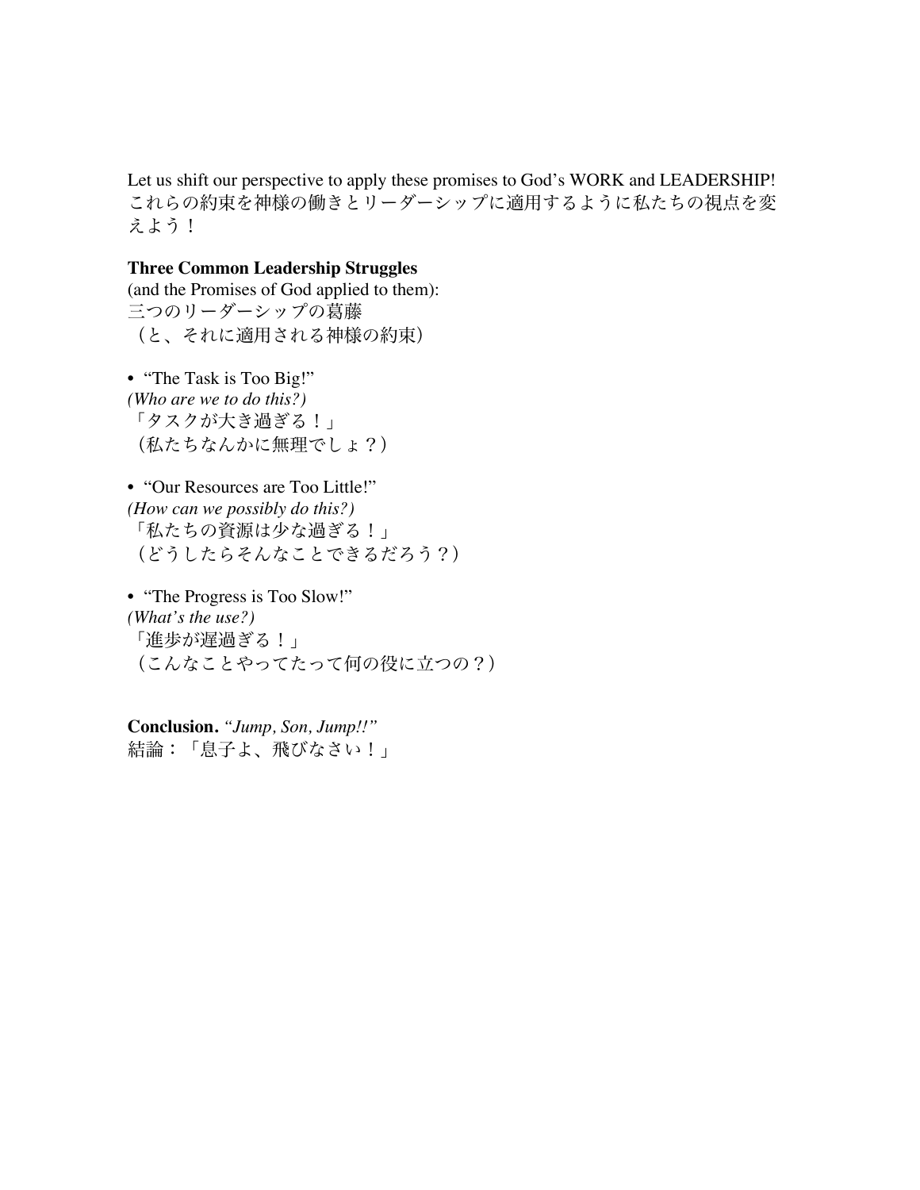Let us shift our perspective to apply these promises to God's WORK and LEADERSHIP!
これらの約束を神様の働きとリーダーシップに適用するように私たちの視点を変えよう！

**Three Common Leadership Struggles**
(and the Promises of God applied to them):
三つのリーダーシップの葛藤
（と、それに適用される神様の約束）

- "The Task is Too Big!"
  *(Who are we to do this?)*
  「タスクが大き過ぎる！」
  （私たちなんかに無理でしょ？）

- "Our Resources are Too Little!"
  *(How can we possibly do this?)*
  「私たちの資源は少な過ぎる！」
  （どうしたらそんなことできるだろう？）

- "The Progress is Too Slow!"
  *(What's the use?)*
  「進歩が遅過ぎる！」
  （こんなことやってたって何の役に立つの？）

**Conclusion.** *"Jump, Son, Jump!!"*
結論：「息子よ、飛びなさい！」